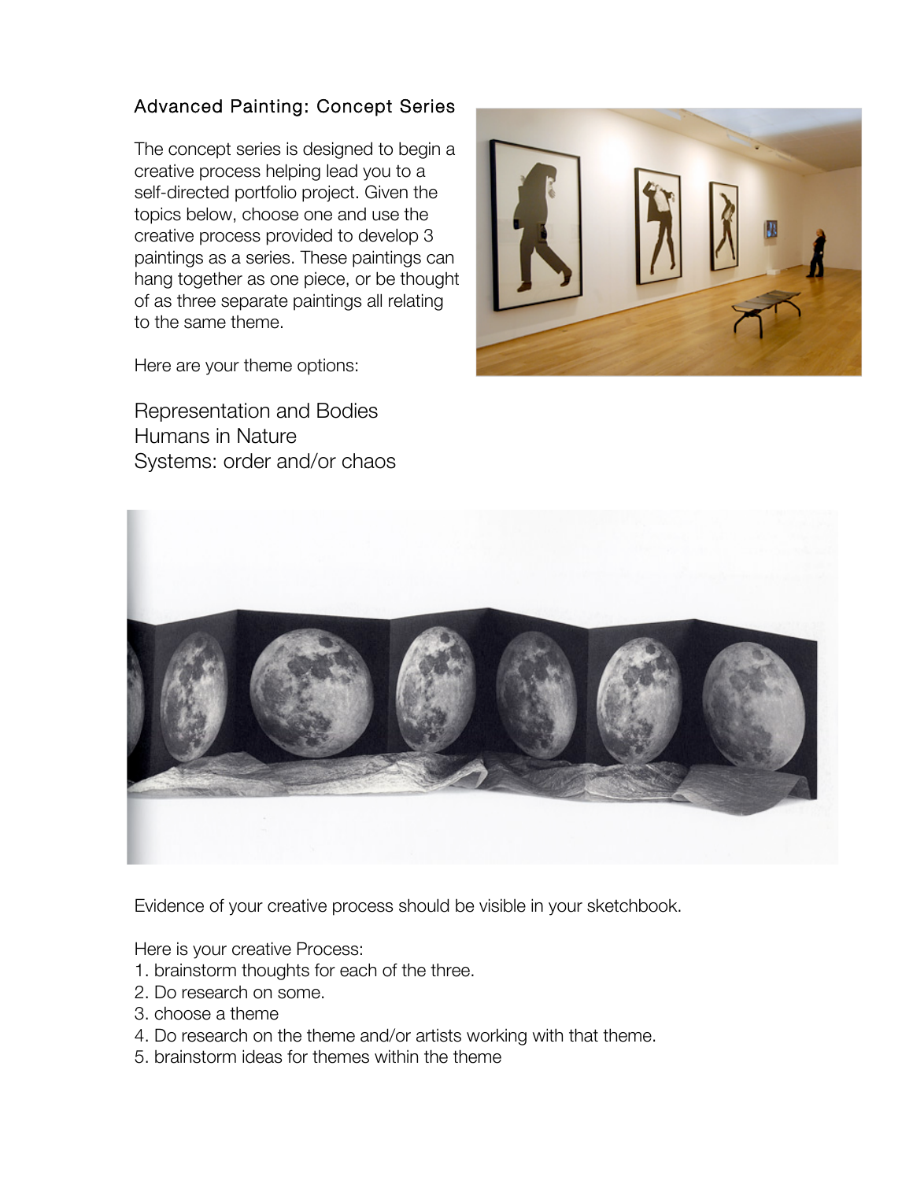## Advanced Painting: Concept Series

The concept series is designed to begin a creative process helping lead you to a self-directed portfolio project. Given the topics below, choose one and use the creative process provided to develop 3 paintings as a series. These paintings can hang together as one piece, or be thought of as three separate paintings all relating to the same theme.

Here are your theme options:

Representation and Bodies
Humans in Nature
Systems: order and/or chaos

Evidence of your creative process should be visible in your sketchbook.

Here is your creative Process:

1. brainstorm thoughts for each of the three.
2. Do research on some.
3. choose a theme
4. Do research on the theme and/or artists working with that theme.
5. brainstorm ideas for themes within the theme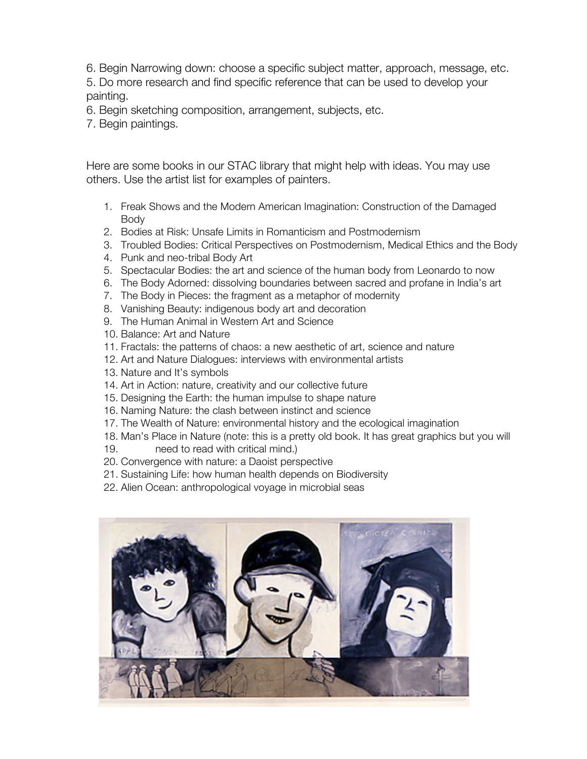6. Begin Narrowing down: choose a specific subject matter, approach, message, etc.
5. Do more research and find specific reference that can be used to develop your painting.
6. Begin sketching composition, arrangement, subjects, etc.
7. Begin paintings.

Here are some books in our STAC library that might help with ideas. You may use others. Use the artist list for examples of painters.

1. Freak Shows and the Modern American Imagination: Construction of the Damaged Body
2. Bodies at Risk: Unsafe Limits in Romanticism and Postmodernism
3. Troubled Bodies: Critical Perspectives on Postmodernism, Medical Ethics and the Body
4. Punk and neo-tribal Body Art
5. Spectacular Bodies: the art and science of the human body from Leonardo to now
6. The Body Adorned: dissolving boundaries between sacred and profane in India's art
7. The Body in Pieces: the fragment as a metaphor of modernity
8. Vanishing Beauty: indigenous body art and decoration
9. The Human Animal in Western Art and Science
10. Balance: Art and Nature
11. Fractals: the patterns of chaos: a new aesthetic of art, science and nature
12. Art and Nature Dialogues: interviews with environmental artists
13. Nature and It's symbols
14. Art in Action: nature, creativity and our collective future
15. Designing the Earth: the human impulse to shape nature
16. Naming Nature: the clash between instinct and science
17. The Wealth of Nature: environmental history and the ecological imagination
18. Man's Place in Nature (note: this is a pretty old book. It has great graphics but you will
19. need to read with critical mind.)
20. Convergence with nature: a Daoist perspective
21. Sustaining Life: how human health depends on Biodiversity
22. Alien Ocean: anthropological voyage in microbial seas